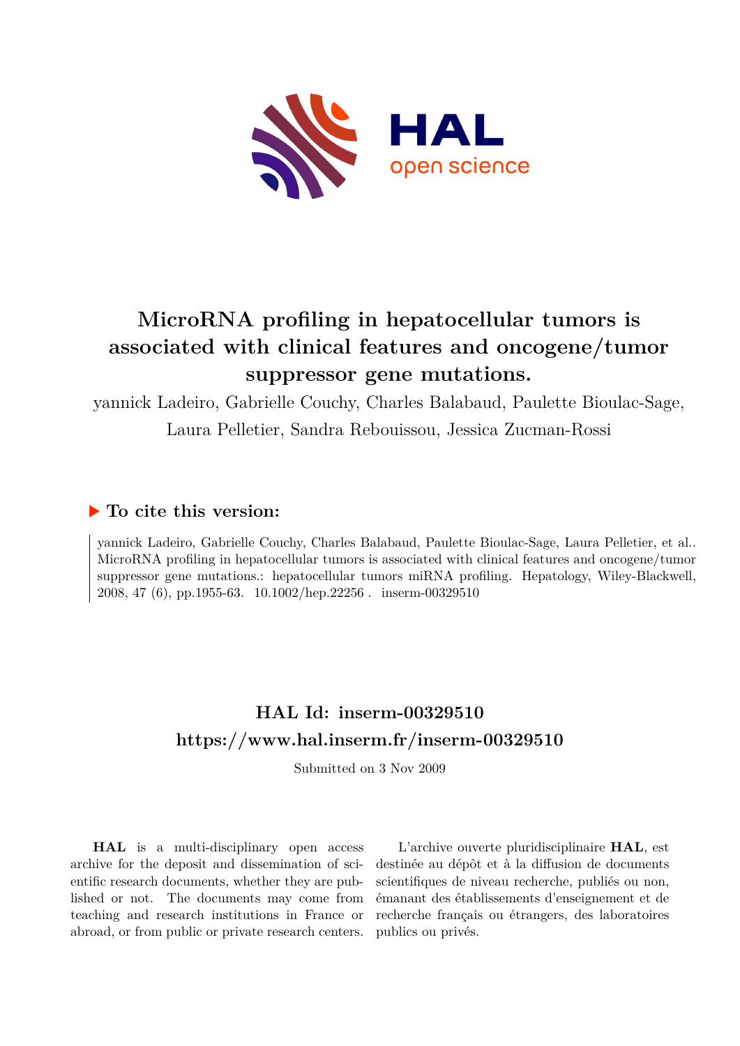# MicroRNA profiling in hepatocellular tumors is associated with clinical features and oncogene/tumor suppressor gene mutations.

yannick Ladeiro, Gabrielle Couchy, Charles Balabaud, Paulette Bioulac-Sage, Laura Pelletier, Sandra Rebouissou, Jessica Zucman-Rossi

## ▶ To cite this version:

yannick Ladeiro, Gabrielle Couchy, Charles Balabaud, Paulette Bioulac-Sage, Laura Pelletier, et al.. MicroRNA profiling in hepatocellular tumors is associated with clinical features and oncogene/tumor suppressor gene mutations.: hepatocellular tumors miRNA profiling. Hepatology, Wiley-Blackwell, 2008, 47 (6), pp.1955-63. 10.1002/hep.22256 . inserm-00329510

## HAL Id: inserm-00329510
## https://www.hal.inserm.fr/inserm-00329510

Submitted on 3 Nov 2009

**HAL** is a multi-disciplinary open access archive for the deposit and dissemination of scientific research documents, whether they are published or not. The documents may come from teaching and research institutions in France or abroad, or from public or private research centers.

L'archive ouverte pluridisciplinaire **HAL**, est destinée au dépôt et à la diffusion de documents scientifiques de niveau recherche, publiés ou non, émanant des établissements d'enseignement et de recherche français ou étrangers, des laboratoires publics ou privés.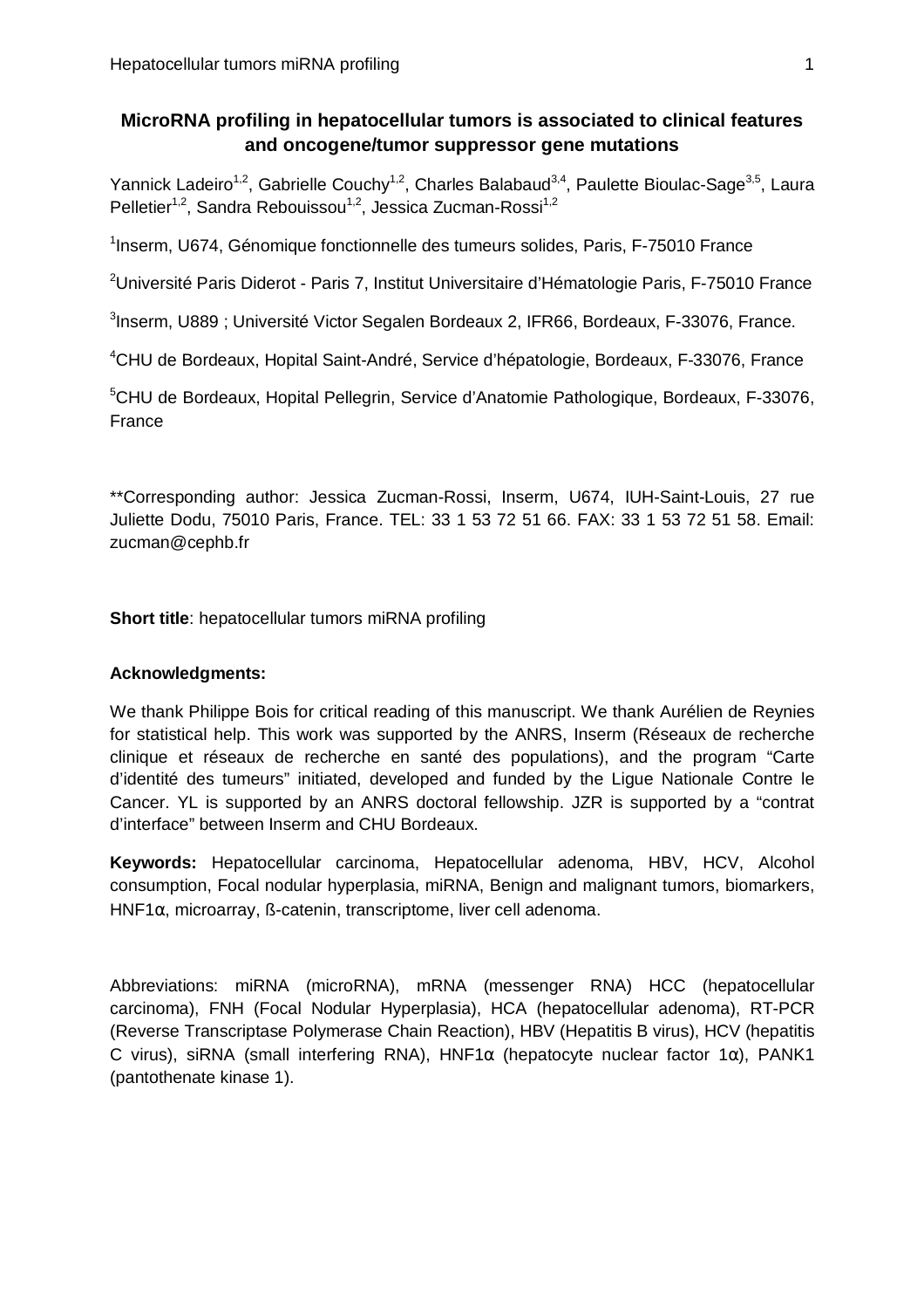**MicroRNA profiling in hepatocellular tumors is associated to clinical features and oncogene/tumor suppressor gene mutations**

Yannick Ladeiro[1,2], Gabrielle Couchy[1,2], Charles Balabaud[3,4], Paulette Bioulac-Sage[3,5], Laura Pelletier[1,2], Sandra Rebouissou[1,2], Jessica Zucman-Rossi[1,2]

[1]Inserm, U674, Génomique fonctionnelle des tumeurs solides, Paris, F-75010 France

[2]Université Paris Diderot - Paris 7, Institut Universitaire d'Hématologie Paris, F-75010 France

[3]Inserm, U889 ; Université Victor Segalen Bordeaux 2, IFR66, Bordeaux, F-33076, France.

[4]CHU de Bordeaux, Hopital Saint-André, Service d'hépatologie, Bordeaux, F-33076, France

[5]CHU de Bordeaux, Hopital Pellegrin, Service d'Anatomie Pathologique, Bordeaux, F-33076, France

**Corresponding author: Jessica Zucman-Rossi, Inserm, U674, IUH-Saint-Louis, 27 rue Juliette Dodu, 75010 Paris, France. TEL: 33 1 53 72 51 66. FAX: 33 1 53 72 51 58. Email: zucman@cephb.fr

**Short title**: hepatocellular tumors miRNA profiling

**Acknowledgments:**

We thank Philippe Bois for critical reading of this manuscript. We thank Aurélien de Reynies for statistical help. This work was supported by the ANRS, Inserm (Réseaux de recherche clinique et réseaux de recherche en santé des populations), and the program "Carte d'identité des tumeurs" initiated, developed and funded by the Ligue Nationale Contre le Cancer. YL is supported by an ANRS doctoral fellowship. JZR is supported by a "contrat d'interface" between Inserm and CHU Bordeaux.

**Keywords:** Hepatocellular carcinoma, Hepatocellular adenoma, HBV, HCV, Alcohol consumption, Focal nodular hyperplasia, miRNA, Benign and malignant tumors, biomarkers, HNF1α, microarray, ß-catenin, transcriptome, liver cell adenoma.

Abbreviations: miRNA (microRNA), mRNA (messenger RNA) HCC (hepatocellular carcinoma), FNH (Focal Nodular Hyperplasia), HCA (hepatocellular adenoma), RT-PCR (Reverse Transcriptase Polymerase Chain Reaction), HBV (Hepatitis B virus), HCV (hepatitis C virus), siRNA (small interfering RNA), HNF1α (hepatocyte nuclear factor 1α), PANK1 (pantothenate kinase 1).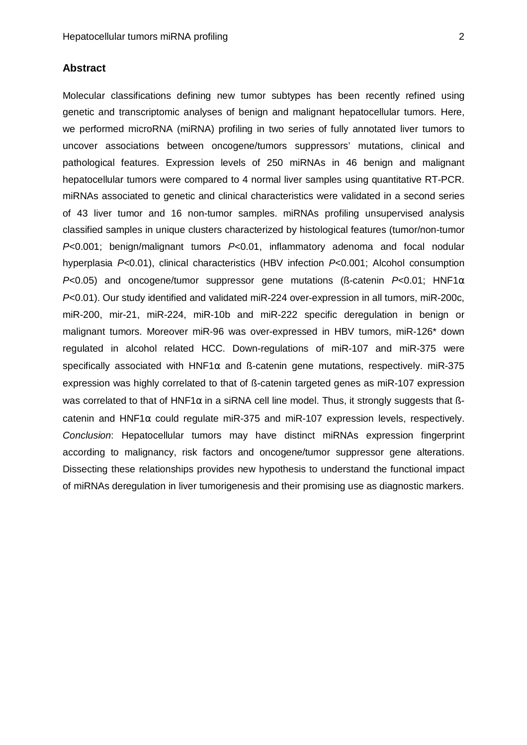## Abstract

Molecular classifications defining new tumor subtypes has been recently refined using genetic and transcriptomic analyses of benign and malignant hepatocellular tumors. Here, we performed microRNA (miRNA) profiling in two series of fully annotated liver tumors to uncover associations between oncogene/tumors suppressors' mutations, clinical and pathological features. Expression levels of 250 miRNAs in 46 benign and malignant hepatocellular tumors were compared to 4 normal liver samples using quantitative RT-PCR. miRNAs associated to genetic and clinical characteristics were validated in a second series of 43 liver tumor and 16 non-tumor samples. miRNAs profiling unsupervised analysis classified samples in unique clusters characterized by histological features (tumor/non-tumor $P<0.001$; benign/malignant tumors $P<0.01$, inflammatory adenoma and focal nodular hyperplasia $P<0.01$), clinical characteristics (HBV infection $P<0.001$; Alcohol consumption $P<0.05$) and oncogene/tumor suppressor gene mutations (ß-catenin $P<0.01$; HNF1α $P<0.01$). Our study identified and validated miR-224 over-expression in all tumors, miR-200c, miR-200, mir-21, miR-224, miR-10b and miR-222 specific deregulation in benign or malignant tumors. Moreover miR-96 was over-expressed in HBV tumors, miR-126* down regulated in alcohol related HCC. Down-regulations of miR-107 and miR-375 were specifically associated with HNF1α and ß-catenin gene mutations, respectively. miR-375 expression was highly correlated to that of ß-catenin targeted genes as miR-107 expression was correlated to that of HNF1α in a siRNA cell line model. Thus, it strongly suggests that ß-catenin and HNF1α could regulate miR-375 and miR-107 expression levels, respectively. *Conclusion*: Hepatocellular tumors may have distinct miRNAs expression fingerprint according to malignancy, risk factors and oncogene/tumor suppressor gene alterations. Dissecting these relationships provides new hypothesis to understand the functional impact of miRNAs deregulation in liver tumorigenesis and their promising use as diagnostic markers.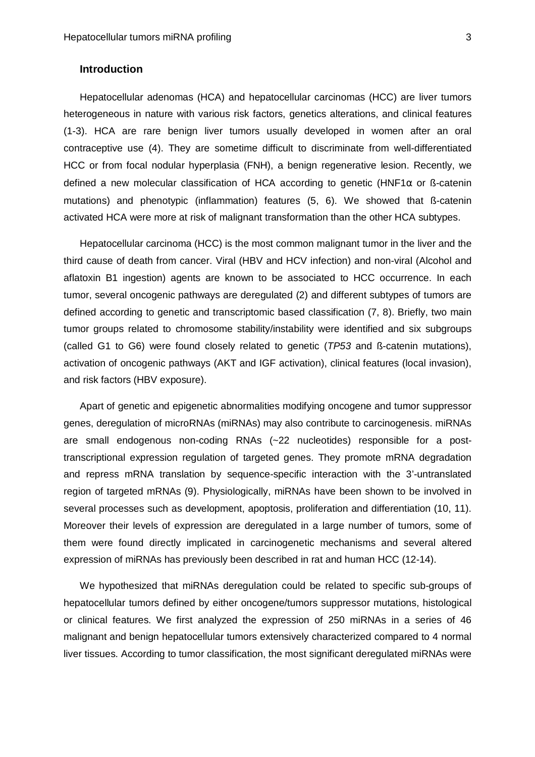## Introduction

Hepatocellular adenomas (HCA) and hepatocellular carcinomas (HCC) are liver tumors heterogeneous in nature with various risk factors, genetics alterations, and clinical features (1-3). HCA are rare benign liver tumors usually developed in women after an oral contraceptive use (4). They are sometime difficult to discriminate from well-differentiated HCC or from focal nodular hyperplasia (FNH), a benign regenerative lesion. Recently, we defined a new molecular classification of HCA according to genetic (HNF1α or ß-catenin mutations) and phenotypic (inflammation) features (5, 6). We showed that ß-catenin activated HCA were more at risk of malignant transformation than the other HCA subtypes.

Hepatocellular carcinoma (HCC) is the most common malignant tumor in the liver and the third cause of death from cancer. Viral (HBV and HCV infection) and non-viral (Alcohol and aflatoxin B1 ingestion) agents are known to be associated to HCC occurrence. In each tumor, several oncogenic pathways are deregulated (2) and different subtypes of tumors are defined according to genetic and transcriptomic based classification (7, 8). Briefly, two main tumor groups related to chromosome stability/instability were identified and six subgroups (called G1 to G6) were found closely related to genetic (*TP53* and ß-catenin mutations), activation of oncogenic pathways (AKT and IGF activation), clinical features (local invasion), and risk factors (HBV exposure).

Apart of genetic and epigenetic abnormalities modifying oncogene and tumor suppressor genes, deregulation of microRNAs (miRNAs) may also contribute to carcinogenesis. miRNAs are small endogenous non-coding RNAs (~22 nucleotides) responsible for a post-transcriptional expression regulation of targeted genes. They promote mRNA degradation and repress mRNA translation by sequence-specific interaction with the 3'-untranslated region of targeted mRNAs (9). Physiologically, miRNAs have been shown to be involved in several processes such as development, apoptosis, proliferation and differentiation (10, 11). Moreover their levels of expression are deregulated in a large number of tumors, some of them were found directly implicated in carcinogenetic mechanisms and several altered expression of miRNAs has previously been described in rat and human HCC (12-14).

We hypothesized that miRNAs deregulation could be related to specific sub-groups of hepatocellular tumors defined by either oncogene/tumors suppressor mutations, histological or clinical features. We first analyzed the expression of 250 miRNAs in a series of 46 malignant and benign hepatocellular tumors extensively characterized compared to 4 normal liver tissues. According to tumor classification, the most significant deregulated miRNAs were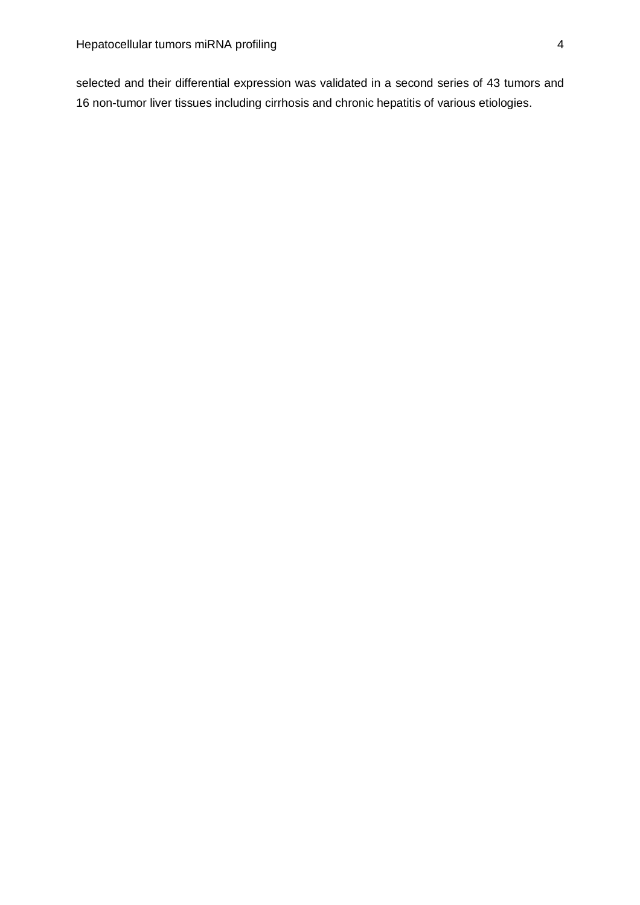selected and their differential expression was validated in a second series of 43 tumors and 16 non-tumor liver tissues including cirrhosis and chronic hepatitis of various etiologies.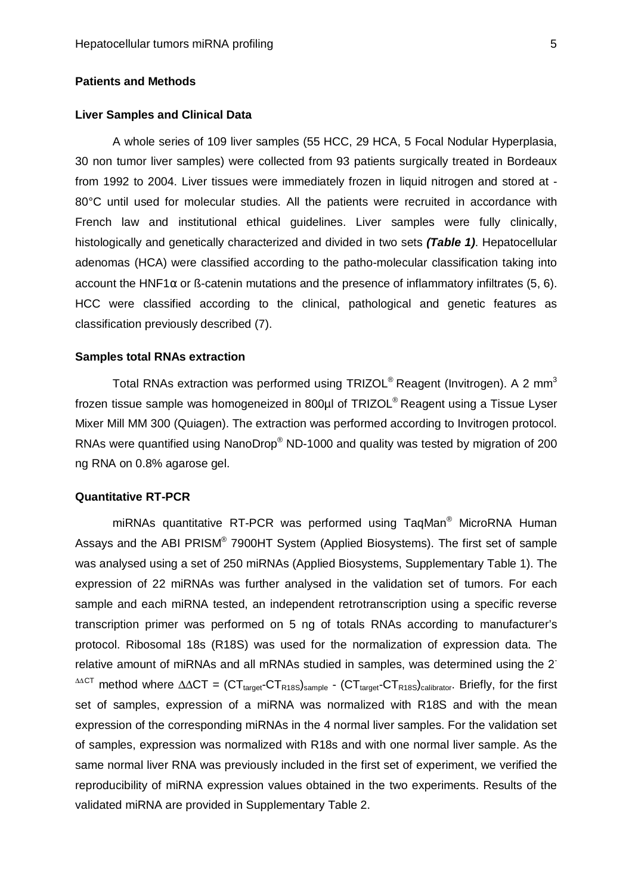## Patients and Methods

### Liver Samples and Clinical Data

A whole series of 109 liver samples (55 HCC, 29 HCA, 5 Focal Nodular Hyperplasia, 30 non tumor liver samples) were collected from 93 patients surgically treated in Bordeaux from 1992 to 2004. Liver tissues were immediately frozen in liquid nitrogen and stored at -80°C until used for molecular studies. All the patients were recruited in accordance with French law and institutional ethical guidelines. Liver samples were fully clinically, histologically and genetically characterized and divided in two sets ***(Table 1)***. Hepatocellular adenomas (HCA) were classified according to the patho-molecular classification taking into account the HNF1α or ß-catenin mutations and the presence of inflammatory infiltrates (5, 6). HCC were classified according to the clinical, pathological and genetic features as classification previously described (7).

### Samples total RNAs extraction

Total RNAs extraction was performed using TRIZOL® Reagent (Invitrogen). A 2 $mm^3$ frozen tissue sample was homogeneized in 800µl of TRIZOL® Reagent using a Tissue Lyser Mixer Mill MM 300 (Quiagen). The extraction was performed according to Invitrogen protocol. RNAs were quantified using NanoDrop® ND-1000 and quality was tested by migration of 200 ng RNA on 0.8% agarose gel.

### Quantitative RT-PCR

miRNAs quantitative RT-PCR was performed using TaqMan® MicroRNA Human Assays and the ABI PRISM® 7900HT System (Applied Biosystems). The first set of sample was analysed using a set of 250 miRNAs (Applied Biosystems, Supplementary Table 1). The expression of 22 miRNAs was further analysed in the validation set of tumors. For each sample and each miRNA tested, an independent retrotranscription using a specific reverse transcription primer was performed on 5 ng of totals RNAs according to manufacturer's protocol. Ribosomal 18s (R18S) was used for the normalization of expression data. The relative amount of miRNAs and all mRNAs studied in samples, was determined using the $2^{-\Delta\Delta CT}$ method where $\Delta\Delta CT = (CT_{target}\text{-}CT_{R18S})_{sample} - (CT_{target}\text{-}CT_{R18S})_{calibrator}$. Briefly, for the first set of samples, expression of a miRNA was normalized with R18S and with the mean expression of the corresponding miRNAs in the 4 normal liver samples. For the validation set of samples, expression was normalized with R18s and with one normal liver sample. As the same normal liver RNA was previously included in the first set of experiment, we verified the reproducibility of miRNA expression values obtained in the two experiments. Results of the validated miRNA are provided in Supplementary Table 2.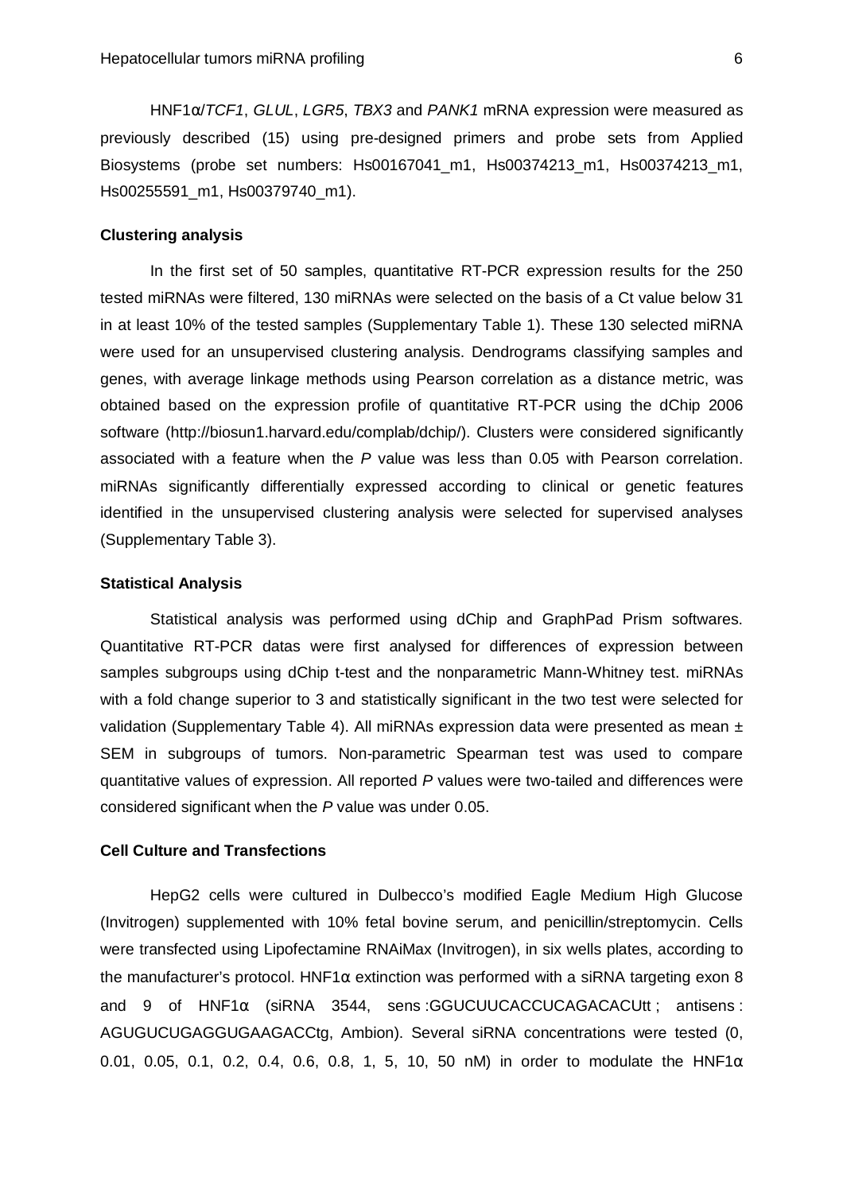HNF1α/*TCF1*, *GLUL*, *LGR5*, *TBX3* and *PANK1* mRNA expression were measured as previously described (15) using pre-designed primers and probe sets from Applied Biosystems (probe set numbers: Hs00167041_m1, Hs00374213_m1, Hs00374213_m1, Hs00255591_m1, Hs00379740_m1).

### Clustering analysis

In the first set of 50 samples, quantitative RT-PCR expression results for the 250 tested miRNAs were filtered, 130 miRNAs were selected on the basis of a Ct value below 31 in at least 10% of the tested samples (Supplementary Table 1). These 130 selected miRNA were used for an unsupervised clustering analysis. Dendrograms classifying samples and genes, with average linkage methods using Pearson correlation as a distance metric, was obtained based on the expression profile of quantitative RT-PCR using the dChip 2006 software (http://biosun1.harvard.edu/complab/dchip/). Clusters were considered significantly associated with a feature when the *P* value was less than 0.05 with Pearson correlation. miRNAs significantly differentially expressed according to clinical or genetic features identified in the unsupervised clustering analysis were selected for supervised analyses (Supplementary Table 3).

### Statistical Analysis

Statistical analysis was performed using dChip and GraphPad Prism softwares. Quantitative RT-PCR datas were first analysed for differences of expression between samples subgroups using dChip t-test and the nonparametric Mann-Whitney test. miRNAs with a fold change superior to 3 and statistically significant in the two test were selected for validation (Supplementary Table 4). All miRNAs expression data were presented as mean ± SEM in subgroups of tumors. Non-parametric Spearman test was used to compare quantitative values of expression. All reported *P* values were two-tailed and differences were considered significant when the *P* value was under 0.05.

### Cell Culture and Transfections

HepG2 cells were cultured in Dulbecco's modified Eagle Medium High Glucose (Invitrogen) supplemented with 10% fetal bovine serum, and penicillin/streptomycin. Cells were transfected using Lipofectamine RNAiMax (Invitrogen), in six wells plates, according to the manufacturer's protocol. HNF1α extinction was performed with a siRNA targeting exon 8 and 9 of HNF1α (siRNA 3544, sens : GGUCUUCACCUCAGACACUtt ; antisens : AGUGUCUGAGGUGAAGACCtg, Ambion). Several siRNA concentrations were tested (0, 0.01, 0.05, 0.1, 0.2, 0.4, 0.6, 0.8, 1, 5, 10, 50 nM) in order to modulate the HNF1α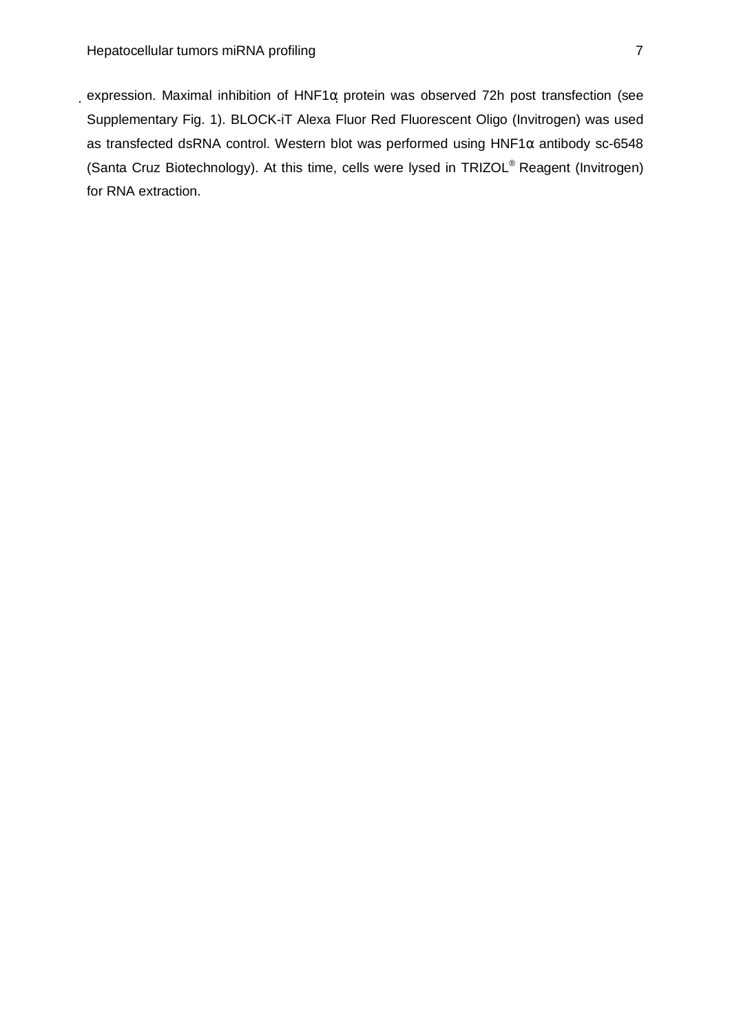expression. Maximal inhibition of HNF1α protein was observed 72h post transfection (see Supplementary Fig. 1). BLOCK-iT Alexa Fluor Red Fluorescent Oligo (Invitrogen) was used as transfected dsRNA control. Western blot was performed using HNF1α antibody sc-6548 (Santa Cruz Biotechnology). At this time, cells were lysed in TRIZOL® Reagent (Invitrogen) for RNA extraction.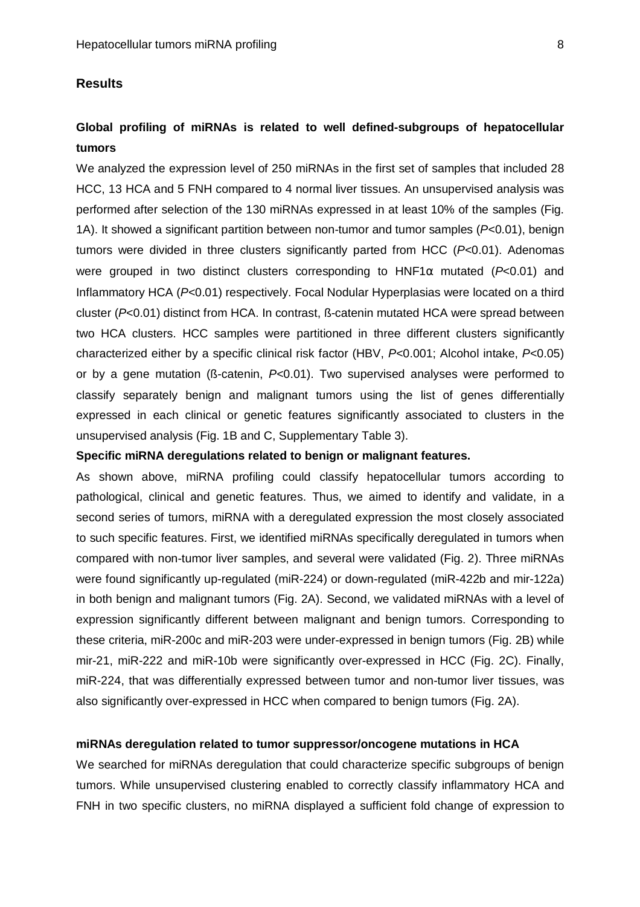## Results

### Global profiling of miRNAs is related to well defined-subgroups of hepatocellular tumors

We analyzed the expression level of 250 miRNAs in the first set of samples that included 28 HCC, 13 HCA and 5 FNH compared to 4 normal liver tissues. An unsupervised analysis was performed after selection of the 130 miRNAs expressed in at least 10% of the samples (Fig. 1A). It showed a significant partition between non-tumor and tumor samples ($P$<0.01), benign tumors were divided in three clusters significantly parted from HCC ($P$<0.01). Adenomas were grouped in two distinct clusters corresponding to HNF1α mutated ($P$<0.01) and Inflammatory HCA ($P$<0.01) respectively. Focal Nodular Hyperplasias were located on a third cluster ($P$<0.01) distinct from HCA. In contrast, ß-catenin mutated HCA were spread between two HCA clusters. HCC samples were partitioned in three different clusters significantly characterized either by a specific clinical risk factor (HBV, $P$<0.001; Alcohol intake, $P$<0.05) or by a gene mutation (ß-catenin, $P$<0.01). Two supervised analyses were performed to classify separately benign and malignant tumors using the list of genes differentially expressed in each clinical or genetic features significantly associated to clusters in the unsupervised analysis (Fig. 1B and C, Supplementary Table 3).

### Specific miRNA deregulations related to benign or malignant features.

As shown above, miRNA profiling could classify hepatocellular tumors according to pathological, clinical and genetic features. Thus, we aimed to identify and validate, in a second series of tumors, miRNA with a deregulated expression the most closely associated to such specific features. First, we identified miRNAs specifically deregulated in tumors when compared with non-tumor liver samples, and several were validated (Fig. 2). Three miRNAs were found significantly up-regulated (miR-224) or down-regulated (miR-422b and mir-122a) in both benign and malignant tumors (Fig. 2A). Second, we validated miRNAs with a level of expression significantly different between malignant and benign tumors. Corresponding to these criteria, miR-200c and miR-203 were under-expressed in benign tumors (Fig. 2B) while mir-21, miR-222 and miR-10b were significantly over-expressed in HCC (Fig. 2C). Finally, miR-224, that was differentially expressed between tumor and non-tumor liver tissues, was also significantly over-expressed in HCC when compared to benign tumors (Fig. 2A).

### miRNAs deregulation related to tumor suppressor/oncogene mutations in HCA

We searched for miRNAs deregulation that could characterize specific subgroups of benign tumors. While unsupervised clustering enabled to correctly classify inflammatory HCA and FNH in two specific clusters, no miRNA displayed a sufficient fold change of expression to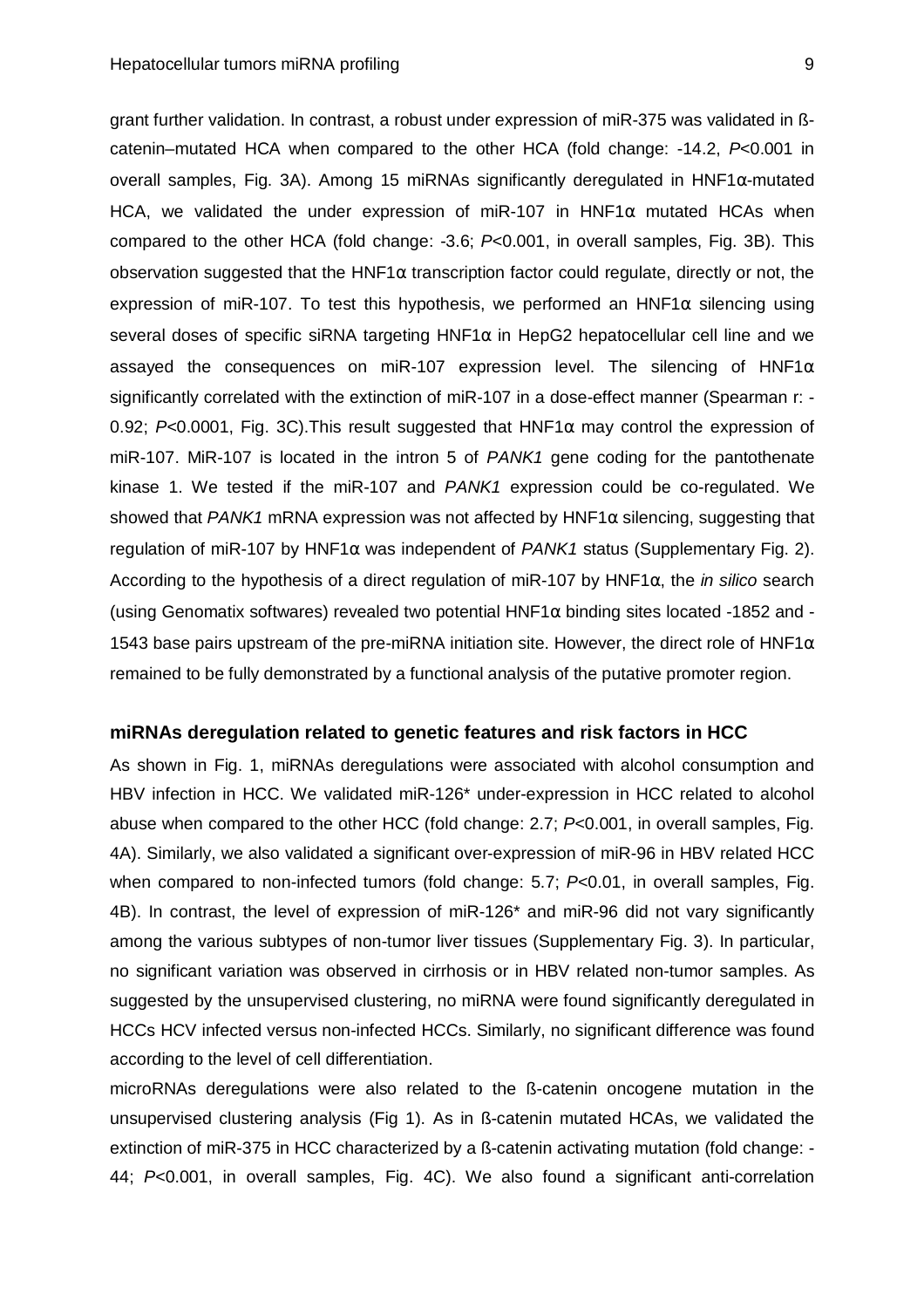grant further validation. In contrast, a robust under expression of miR-375 was validated in ß-catenin–mutated HCA when compared to the other HCA (fold change: -14.2, *P*<0.001 in overall samples, Fig. 3A). Among 15 miRNAs significantly deregulated in HNF1α-mutated HCA, we validated the under expression of miR-107 in HNF1α mutated HCAs when compared to the other HCA (fold change: -3.6; *P*<0.001, in overall samples, Fig. 3B). This observation suggested that the HNF1α transcription factor could regulate, directly or not, the expression of miR-107. To test this hypothesis, we performed an HNF1α silencing using several doses of specific siRNA targeting HNF1α in HepG2 hepatocellular cell line and we assayed the consequences on miR-107 expression level. The silencing of HNF1α significantly correlated with the extinction of miR-107 in a dose-effect manner (Spearman r: -0.92; *P*<0.0001, Fig. 3C).This result suggested that HNF1α may control the expression of miR-107. MiR-107 is located in the intron 5 of *PANK1* gene coding for the pantothenate kinase 1. We tested if the miR-107 and *PANK1* expression could be co-regulated. We showed that *PANK1* mRNA expression was not affected by HNF1α silencing, suggesting that regulation of miR-107 by HNF1α was independent of *PANK1* status (Supplementary Fig. 2). According to the hypothesis of a direct regulation of miR-107 by HNF1α, the *in silico* search (using Genomatix softwares) revealed two potential HNF1α binding sites located -1852 and -1543 base pairs upstream of the pre-miRNA initiation site. However, the direct role of HNF1α remained to be fully demonstrated by a functional analysis of the putative promoter region.

## miRNAs deregulation related to genetic features and risk factors in HCC

As shown in Fig. 1, miRNAs deregulations were associated with alcohol consumption and HBV infection in HCC. We validated miR-126* under-expression in HCC related to alcohol abuse when compared to the other HCC (fold change: 2.7; *P*<0.001, in overall samples, Fig. 4A). Similarly, we also validated a significant over-expression of miR-96 in HBV related HCC when compared to non-infected tumors (fold change: 5.7; *P*<0.01, in overall samples, Fig. 4B). In contrast, the level of expression of miR-126* and miR-96 did not vary significantly among the various subtypes of non-tumor liver tissues (Supplementary Fig. 3). In particular, no significant variation was observed in cirrhosis or in HBV related non-tumor samples. As suggested by the unsupervised clustering, no miRNA were found significantly deregulated in HCCs HCV infected versus non-infected HCCs. Similarly, no significant difference was found according to the level of cell differentiation.

microRNAs deregulations were also related to the ß-catenin oncogene mutation in the unsupervised clustering analysis (Fig 1). As in ß-catenin mutated HCAs, we validated the extinction of miR-375 in HCC characterized by a ß-catenin activating mutation (fold change: -44; *P*<0.001, in overall samples, Fig. 4C). We also found a significant anti-correlation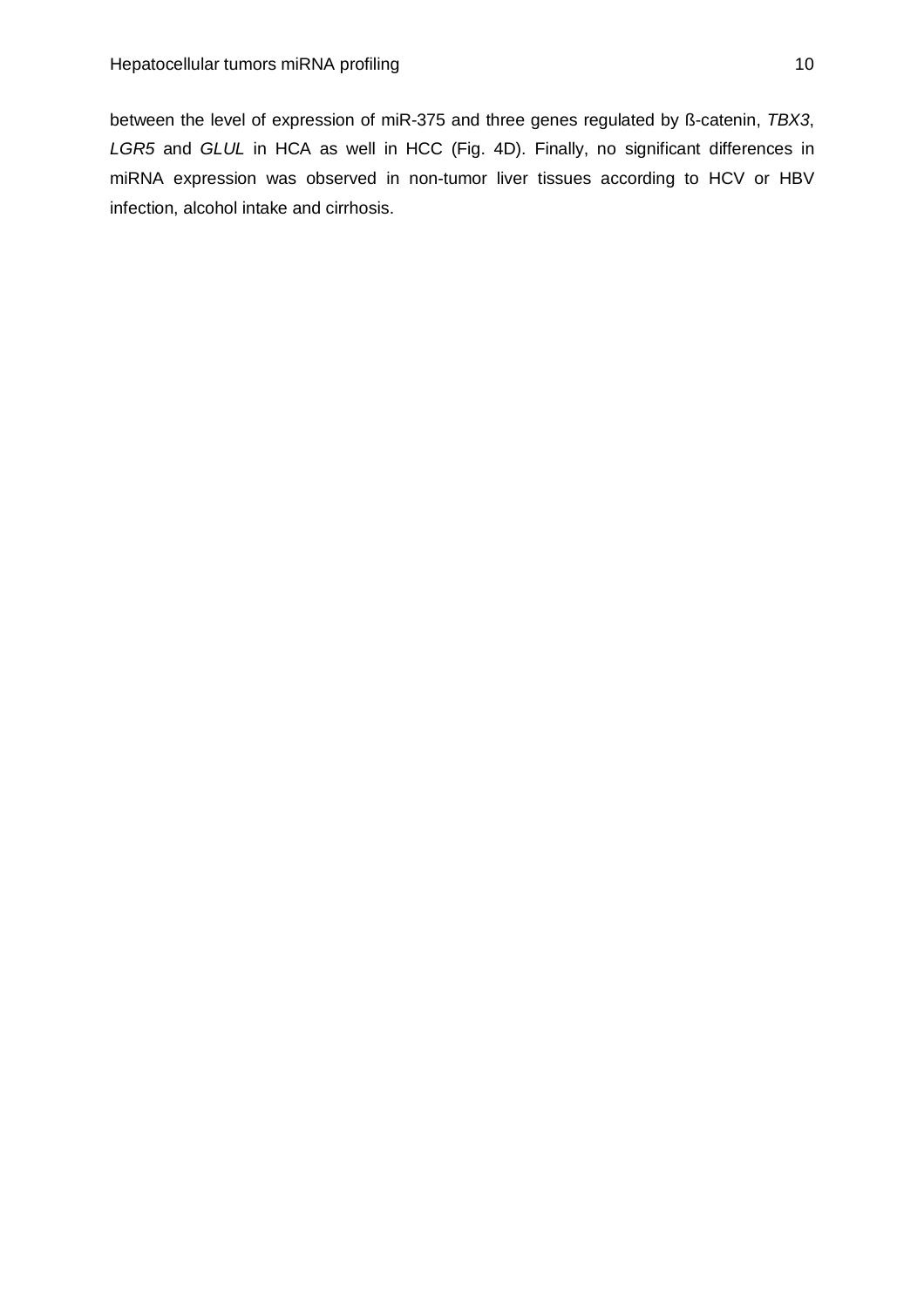between the level of expression of miR-375 and three genes regulated by ß-catenin, *TBX3*, *LGR5* and *GLUL* in HCA as well in HCC (Fig. 4D). Finally, no significant differences in miRNA expression was observed in non-tumor liver tissues according to HCV or HBV infection, alcohol intake and cirrhosis.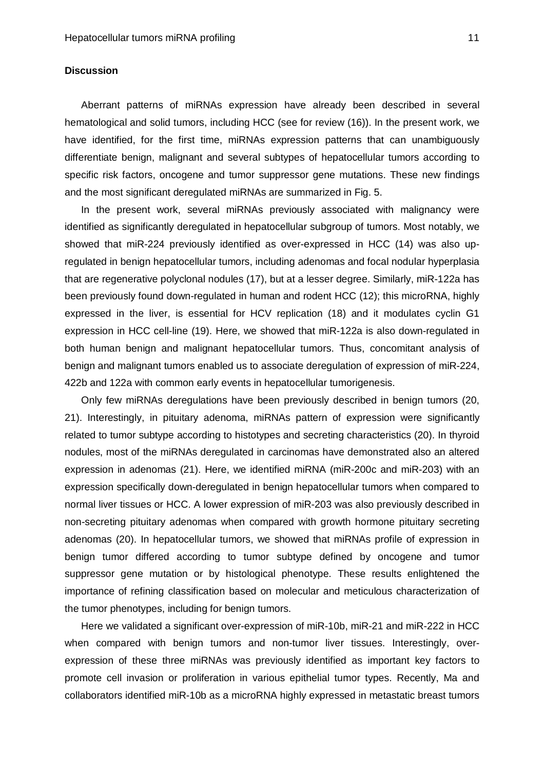## Discussion

Aberrant patterns of miRNAs expression have already been described in several hematological and solid tumors, including HCC (see for review (16)). In the present work, we have identified, for the first time, miRNAs expression patterns that can unambiguously differentiate benign, malignant and several subtypes of hepatocellular tumors according to specific risk factors, oncogene and tumor suppressor gene mutations. These new findings and the most significant deregulated miRNAs are summarized in Fig. 5.

In the present work, several miRNAs previously associated with malignancy were identified as significantly deregulated in hepatocellular subgroup of tumors. Most notably, we showed that miR-224 previously identified as over-expressed in HCC (14) was also up-regulated in benign hepatocellular tumors, including adenomas and focal nodular hyperplasia that are regenerative polyclonal nodules (17), but at a lesser degree. Similarly, miR-122a has been previously found down-regulated in human and rodent HCC (12); this microRNA, highly expressed in the liver, is essential for HCV replication (18) and it modulates cyclin G1 expression in HCC cell-line (19). Here, we showed that miR-122a is also down-regulated in both human benign and malignant hepatocellular tumors. Thus, concomitant analysis of benign and malignant tumors enabled us to associate deregulation of expression of miR-224, 422b and 122a with common early events in hepatocellular tumorigenesis.

Only few miRNAs deregulations have been previously described in benign tumors (20, 21). Interestingly, in pituitary adenoma, miRNAs pattern of expression were significantly related to tumor subtype according to histotypes and secreting characteristics (20). In thyroid nodules, most of the miRNAs deregulated in carcinomas have demonstrated also an altered expression in adenomas (21). Here, we identified miRNA (miR-200c and miR-203) with an expression specifically down-deregulated in benign hepatocellular tumors when compared to normal liver tissues or HCC. A lower expression of miR-203 was also previously described in non-secreting pituitary adenomas when compared with growth hormone pituitary secreting adenomas (20). In hepatocellular tumors, we showed that miRNAs profile of expression in benign tumor differed according to tumor subtype defined by oncogene and tumor suppressor gene mutation or by histological phenotype. These results enlightened the importance of refining classification based on molecular and meticulous characterization of the tumor phenotypes, including for benign tumors.

Here we validated a significant over-expression of miR-10b, miR-21 and miR-222 in HCC when compared with benign tumors and non-tumor liver tissues. Interestingly, over-expression of these three miRNAs was previously identified as important key factors to promote cell invasion or proliferation in various epithelial tumor types. Recently, Ma and collaborators identified miR-10b as a microRNA highly expressed in metastatic breast tumors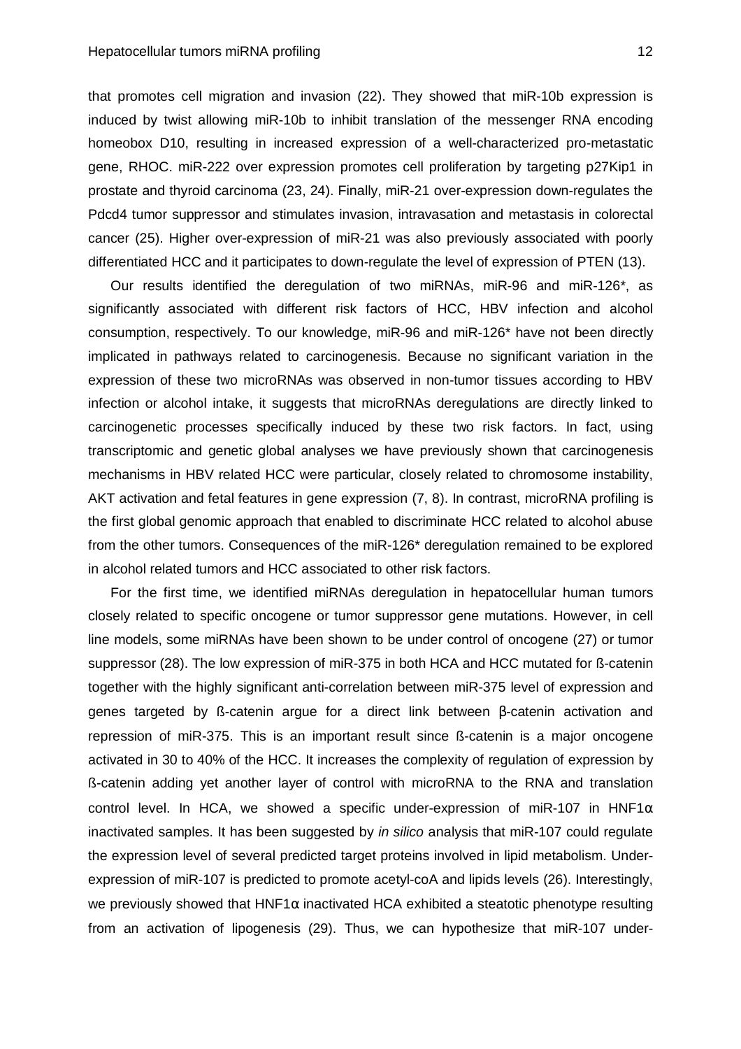that promotes cell migration and invasion (22). They showed that miR-10b expression is induced by twist allowing miR-10b to inhibit translation of the messenger RNA encoding homeobox D10, resulting in increased expression of a well-characterized pro-metastatic gene, RHOC. miR-222 over expression promotes cell proliferation by targeting p27Kip1 in prostate and thyroid carcinoma (23, 24). Finally, miR-21 over-expression down-regulates the Pdcd4 tumor suppressor and stimulates invasion, intravasation and metastasis in colorectal cancer (25). Higher over-expression of miR-21 was also previously associated with poorly differentiated HCC and it participates to down-regulate the level of expression of PTEN (13).

Our results identified the deregulation of two miRNAs, miR-96 and miR-126*, as significantly associated with different risk factors of HCC, HBV infection and alcohol consumption, respectively. To our knowledge, miR-96 and miR-126* have not been directly implicated in pathways related to carcinogenesis. Because no significant variation in the expression of these two microRNAs was observed in non-tumor tissues according to HBV infection or alcohol intake, it suggests that microRNAs deregulations are directly linked to carcinogenetic processes specifically induced by these two risk factors. In fact, using transcriptomic and genetic global analyses we have previously shown that carcinogenesis mechanisms in HBV related HCC were particular, closely related to chromosome instability, AKT activation and fetal features in gene expression (7, 8). In contrast, microRNA profiling is the first global genomic approach that enabled to discriminate HCC related to alcohol abuse from the other tumors. Consequences of the miR-126* deregulation remained to be explored in alcohol related tumors and HCC associated to other risk factors.

For the first time, we identified miRNAs deregulation in hepatocellular human tumors closely related to specific oncogene or tumor suppressor gene mutations. However, in cell line models, some miRNAs have been shown to be under control of oncogene (27) or tumor suppressor (28). The low expression of miR-375 in both HCA and HCC mutated for ß-catenin together with the highly significant anti-correlation between miR-375 level of expression and genes targeted by ß-catenin argue for a direct link between β-catenin activation and repression of miR-375. This is an important result since ß-catenin is a major oncogene activated in 30 to 40% of the HCC. It increases the complexity of regulation of expression by ß-catenin adding yet another layer of control with microRNA to the RNA and translation control level. In HCA, we showed a specific under-expression of miR-107 in HNF1α inactivated samples. It has been suggested by *in silico* analysis that miR-107 could regulate the expression level of several predicted target proteins involved in lipid metabolism. Under-expression of miR-107 is predicted to promote acetyl-coA and lipids levels (26). Interestingly, we previously showed that HNF1α inactivated HCA exhibited a steatotic phenotype resulting from an activation of lipogenesis (29). Thus, we can hypothesize that miR-107 under-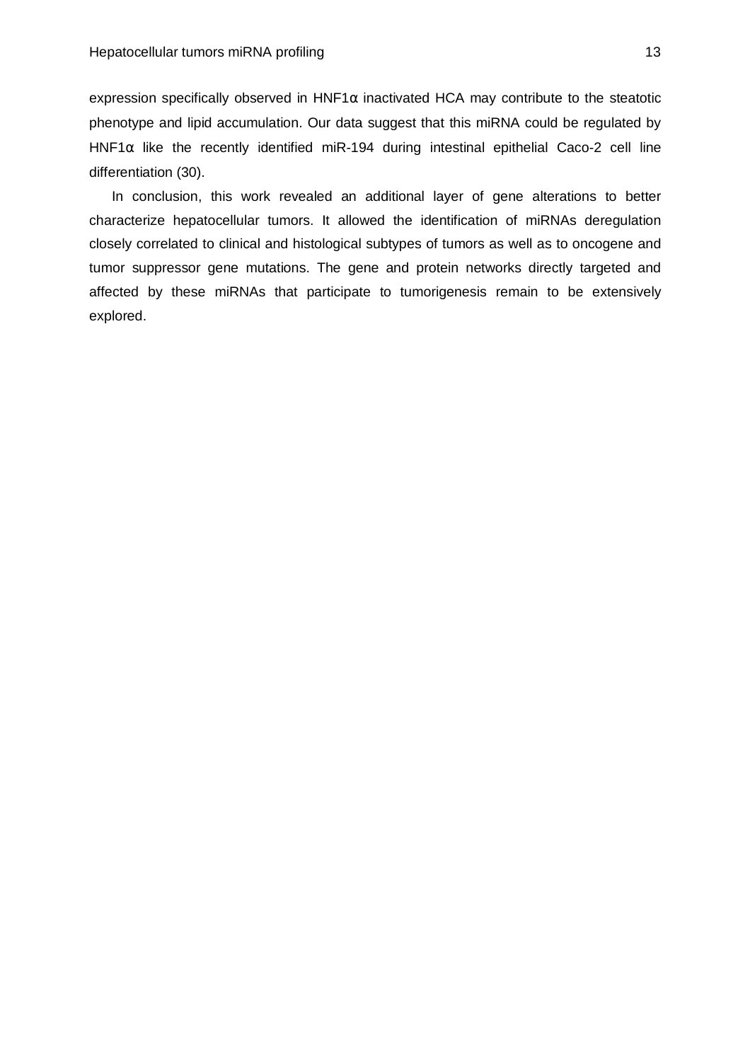expression specifically observed in HNF1α inactivated HCA may contribute to the steatotic phenotype and lipid accumulation. Our data suggest that this miRNA could be regulated by HNF1α like the recently identified miR-194 during intestinal epithelial Caco-2 cell line differentiation (30).

In conclusion, this work revealed an additional layer of gene alterations to better characterize hepatocellular tumors. It allowed the identification of miRNAs deregulation closely correlated to clinical and histological subtypes of tumors as well as to oncogene and tumor suppressor gene mutations. The gene and protein networks directly targeted and affected by these miRNAs that participate to tumorigenesis remain to be extensively explored.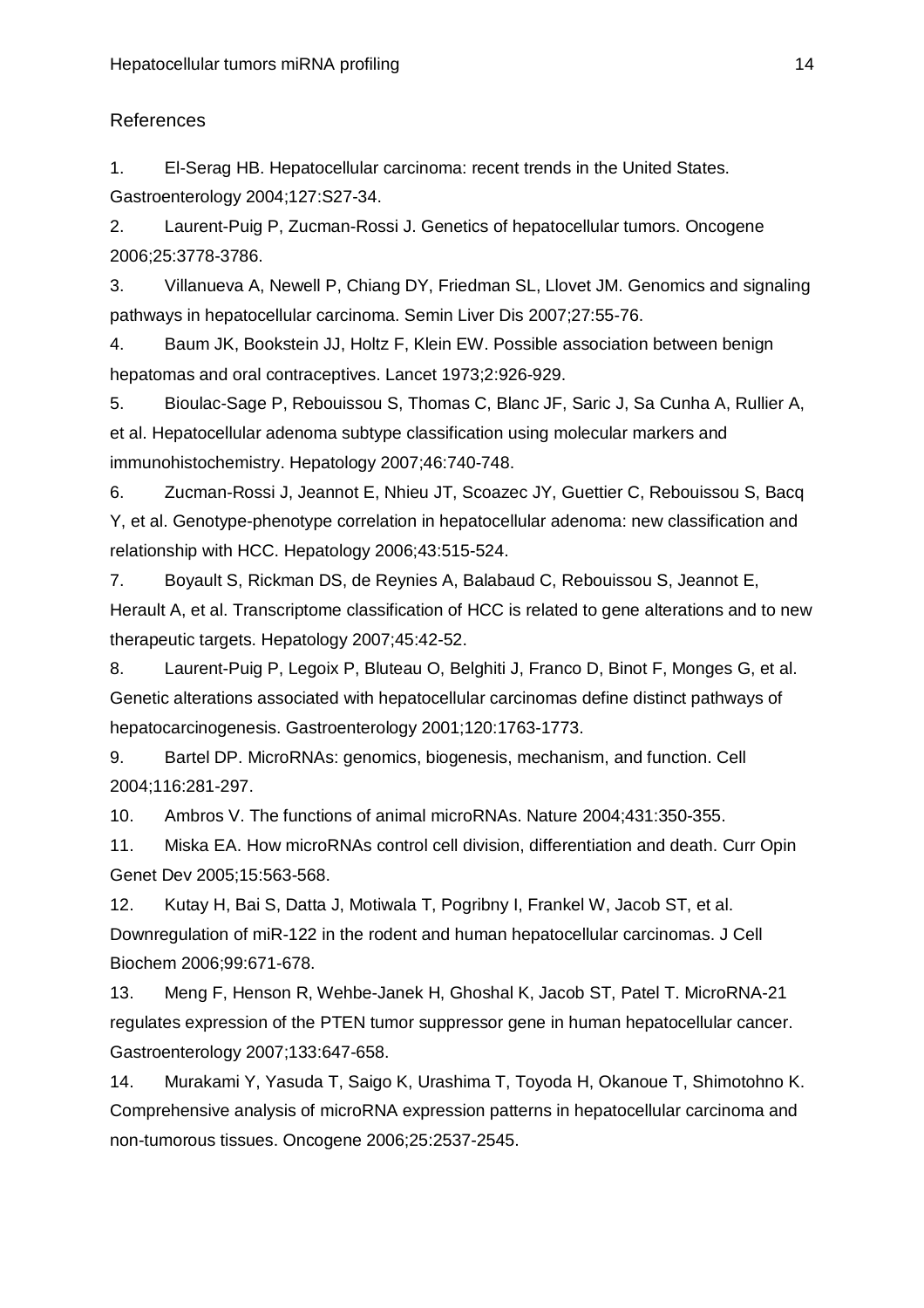## References

1. El-Serag HB. Hepatocellular carcinoma: recent trends in the United States. Gastroenterology 2004;127:S27-34.
2. Laurent-Puig P, Zucman-Rossi J. Genetics of hepatocellular tumors. Oncogene 2006;25:3778-3786.
3. Villanueva A, Newell P, Chiang DY, Friedman SL, Llovet JM. Genomics and signaling pathways in hepatocellular carcinoma. Semin Liver Dis 2007;27:55-76.
4. Baum JK, Bookstein JJ, Holtz F, Klein EW. Possible association between benign hepatomas and oral contraceptives. Lancet 1973;2:926-929.
5. Bioulac-Sage P, Rebouissou S, Thomas C, Blanc JF, Saric J, Sa Cunha A, Rullier A, et al. Hepatocellular adenoma subtype classification using molecular markers and immunohistochemistry. Hepatology 2007;46:740-748.
6. Zucman-Rossi J, Jeannot E, Nhieu JT, Scoazec JY, Guettier C, Rebouissou S, Bacq Y, et al. Genotype-phenotype correlation in hepatocellular adenoma: new classification and relationship with HCC. Hepatology 2006;43:515-524.
7. Boyault S, Rickman DS, de Reynies A, Balabaud C, Rebouissou S, Jeannot E, Herault A, et al. Transcriptome classification of HCC is related to gene alterations and to new therapeutic targets. Hepatology 2007;45:42-52.
8. Laurent-Puig P, Legoix P, Bluteau O, Belghiti J, Franco D, Binot F, Monges G, et al. Genetic alterations associated with hepatocellular carcinomas define distinct pathways of hepatocarcinogenesis. Gastroenterology 2001;120:1763-1773.
9. Bartel DP. MicroRNAs: genomics, biogenesis, mechanism, and function. Cell 2004;116:281-297.
10. Ambros V. The functions of animal microRNAs. Nature 2004;431:350-355.
11. Miska EA. How microRNAs control cell division, differentiation and death. Curr Opin Genet Dev 2005;15:563-568.
12. Kutay H, Bai S, Datta J, Motiwala T, Pogribny I, Frankel W, Jacob ST, et al. Downregulation of miR-122 in the rodent and human hepatocellular carcinomas. J Cell Biochem 2006;99:671-678.
13. Meng F, Henson R, Wehbe-Janek H, Ghoshal K, Jacob ST, Patel T. MicroRNA-21 regulates expression of the PTEN tumor suppressor gene in human hepatocellular cancer. Gastroenterology 2007;133:647-658.
14. Murakami Y, Yasuda T, Saigo K, Urashima T, Toyoda H, Okanoue T, Shimotohno K. Comprehensive analysis of microRNA expression patterns in hepatocellular carcinoma and non-tumorous tissues. Oncogene 2006;25:2537-2545.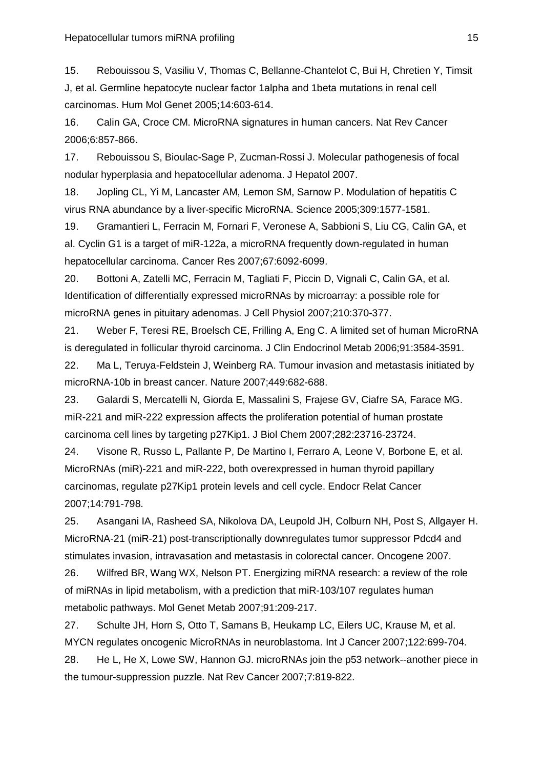15. Rebouissou S, Vasiliu V, Thomas C, Bellanne-Chantelot C, Bui H, Chretien Y, Timsit J, et al. Germline hepatocyte nuclear factor 1alpha and 1beta mutations in renal cell carcinomas. Hum Mol Genet 2005;14:603-614.

16. Calin GA, Croce CM. MicroRNA signatures in human cancers. Nat Rev Cancer 2006;6:857-866.

17. Rebouissou S, Bioulac-Sage P, Zucman-Rossi J. Molecular pathogenesis of focal nodular hyperplasia and hepatocellular adenoma. J Hepatol 2007.

18. Jopling CL, Yi M, Lancaster AM, Lemon SM, Sarnow P. Modulation of hepatitis C virus RNA abundance by a liver-specific MicroRNA. Science 2005;309:1577-1581.

19. Gramantieri L, Ferracin M, Fornari F, Veronese A, Sabbioni S, Liu CG, Calin GA, et al. Cyclin G1 is a target of miR-122a, a microRNA frequently down-regulated in human hepatocellular carcinoma. Cancer Res 2007;67:6092-6099.

20. Bottoni A, Zatelli MC, Ferracin M, Tagliati F, Piccin D, Vignali C, Calin GA, et al. Identification of differentially expressed microRNAs by microarray: a possible role for microRNA genes in pituitary adenomas. J Cell Physiol 2007;210:370-377.

21. Weber F, Teresi RE, Broelsch CE, Frilling A, Eng C. A limited set of human MicroRNA is deregulated in follicular thyroid carcinoma. J Clin Endocrinol Metab 2006;91:3584-3591.

22. Ma L, Teruya-Feldstein J, Weinberg RA. Tumour invasion and metastasis initiated by microRNA-10b in breast cancer. Nature 2007;449:682-688.

23. Galardi S, Mercatelli N, Giorda E, Massalini S, Frajese GV, Ciafre SA, Farace MG. miR-221 and miR-222 expression affects the proliferation potential of human prostate carcinoma cell lines by targeting p27Kip1. J Biol Chem 2007;282:23716-23724.

24. Visone R, Russo L, Pallante P, De Martino I, Ferraro A, Leone V, Borbone E, et al. MicroRNAs (miR)-221 and miR-222, both overexpressed in human thyroid papillary carcinomas, regulate p27Kip1 protein levels and cell cycle. Endocr Relat Cancer 2007;14:791-798.

25. Asangani IA, Rasheed SA, Nikolova DA, Leupold JH, Colburn NH, Post S, Allgayer H. MicroRNA-21 (miR-21) post-transcriptionally downregulates tumor suppressor Pdcd4 and stimulates invasion, intravasation and metastasis in colorectal cancer. Oncogene 2007.

26. Wilfred BR, Wang WX, Nelson PT. Energizing miRNA research: a review of the role of miRNAs in lipid metabolism, with a prediction that miR-103/107 regulates human metabolic pathways. Mol Genet Metab 2007;91:209-217.

27. Schulte JH, Horn S, Otto T, Samans B, Heukamp LC, Eilers UC, Krause M, et al. MYCN regulates oncogenic MicroRNAs in neuroblastoma. Int J Cancer 2007;122:699-704.

28. He L, He X, Lowe SW, Hannon GJ. microRNAs join the p53 network--another piece in the tumour-suppression puzzle. Nat Rev Cancer 2007;7:819-822.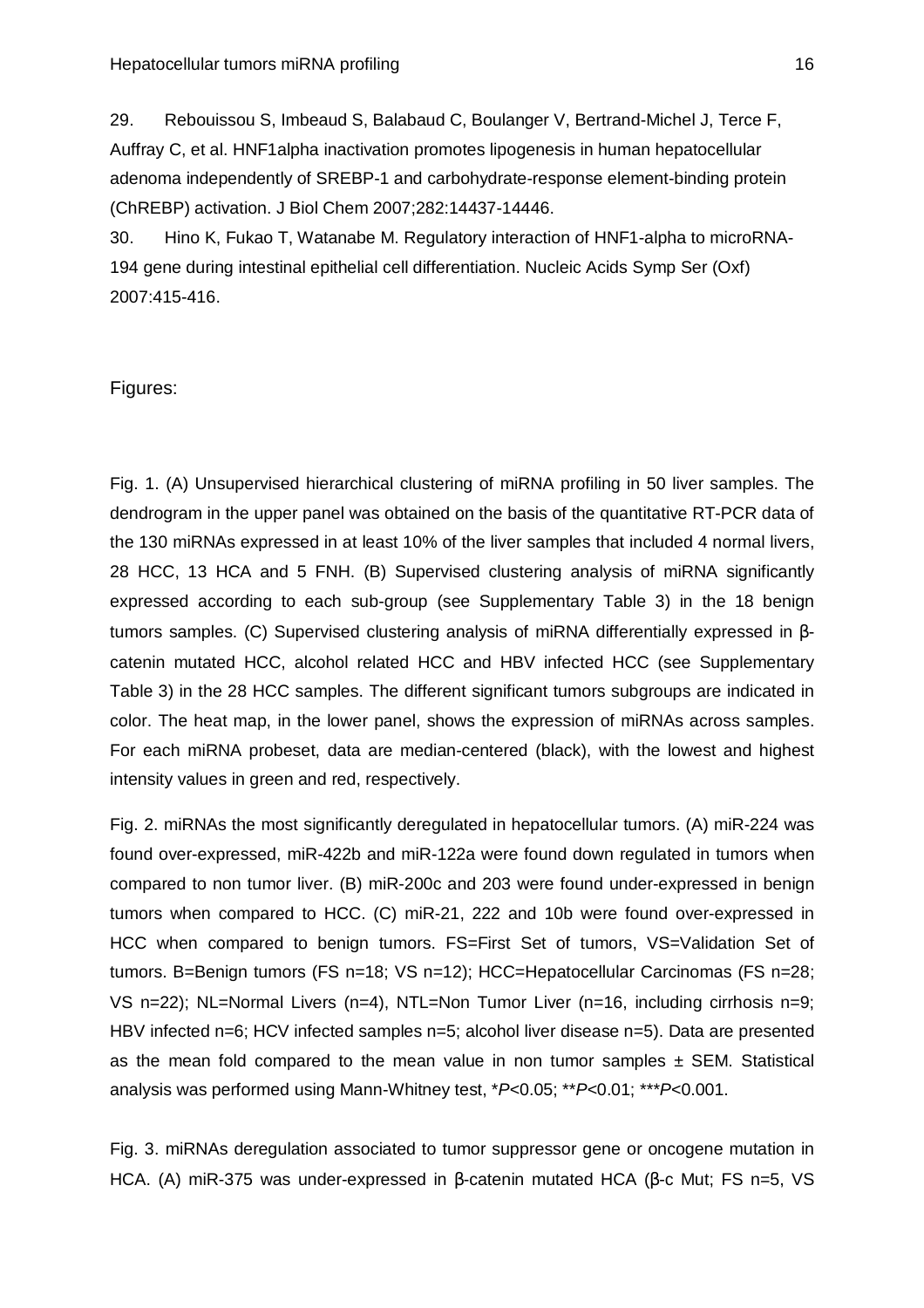29. Rebouissou S, Imbeaud S, Balabaud C, Boulanger V, Bertrand-Michel J, Terce F, Auffray C, et al. HNF1alpha inactivation promotes lipogenesis in human hepatocellular adenoma independently of SREBP-1 and carbohydrate-response element-binding protein (ChREBP) activation. J Biol Chem 2007;282:14437-14446.

30. Hino K, Fukao T, Watanabe M. Regulatory interaction of HNF1-alpha to microRNA-194 gene during intestinal epithelial cell differentiation. Nucleic Acids Symp Ser (Oxf) 2007:415-416.

Figures:

Fig. 1. (A) Unsupervised hierarchical clustering of miRNA profiling in 50 liver samples. The dendrogram in the upper panel was obtained on the basis of the quantitative RT-PCR data of the 130 miRNAs expressed in at least 10% of the liver samples that included 4 normal livers, 28 HCC, 13 HCA and 5 FNH. (B) Supervised clustering analysis of miRNA significantly expressed according to each sub-group (see Supplementary Table 3) in the 18 benign tumors samples. (C) Supervised clustering analysis of miRNA differentially expressed in β-catenin mutated HCC, alcohol related HCC and HBV infected HCC (see Supplementary Table 3) in the 28 HCC samples. The different significant tumors subgroups are indicated in color. The heat map, in the lower panel, shows the expression of miRNAs across samples. For each miRNA probeset, data are median-centered (black), with the lowest and highest intensity values in green and red, respectively.

Fig. 2. miRNAs the most significantly deregulated in hepatocellular tumors. (A) miR-224 was found over-expressed, miR-422b and miR-122a were found down regulated in tumors when compared to non tumor liver. (B) miR-200c and 203 were found under-expressed in benign tumors when compared to HCC. (C) miR-21, 222 and 10b were found over-expressed in HCC when compared to benign tumors. FS=First Set of tumors, VS=Validation Set of tumors. B=Benign tumors (FS n=18; VS n=12); HCC=Hepatocellular Carcinomas (FS n=28; VS n=22); NL=Normal Livers (n=4), NTL=Non Tumor Liver (n=16, including cirrhosis n=9; HBV infected n=6; HCV infected samples n=5; alcohol liver disease n=5). Data are presented as the mean fold compared to the mean value in non tumor samples ± SEM. Statistical analysis was performed using Mann-Whitney test, \*$P$<0.05; \*\*$P$<0.01; \*\*\*$P$<0.001.

Fig. 3. miRNAs deregulation associated to tumor suppressor gene or oncogene mutation in HCA. (A) miR-375 was under-expressed in β-catenin mutated HCA (β-c Mut; FS n=5, VS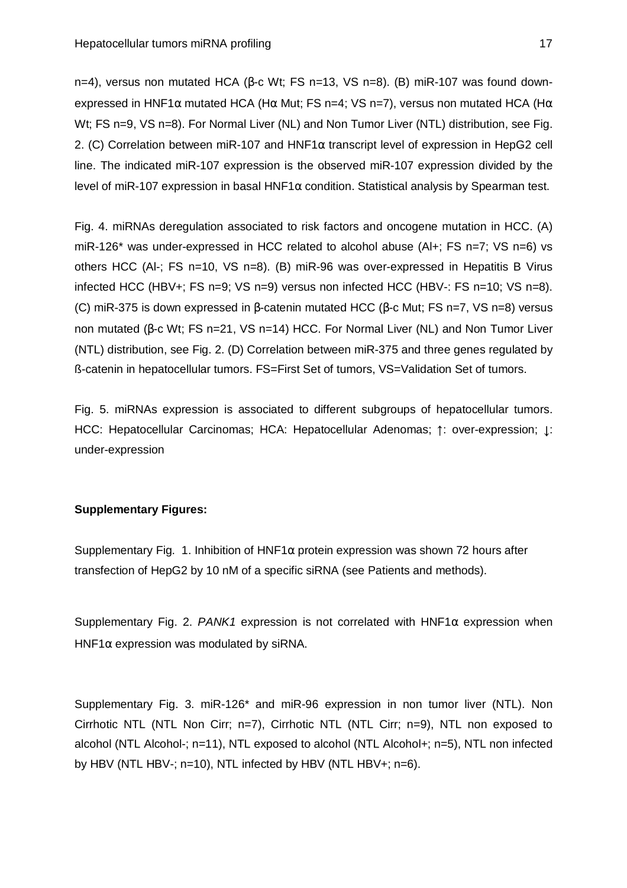n=4), versus non mutated HCA (β-c Wt; FS n=13, VS n=8). (B) miR-107 was found down-expressed in HNF1α mutated HCA (Hα Mut; FS n=4; VS n=7), versus non mutated HCA (Hα Wt; FS n=9, VS n=8). For Normal Liver (NL) and Non Tumor Liver (NTL) distribution, see Fig. 2. (C) Correlation between miR-107 and HNF1α transcript level of expression in HepG2 cell line. The indicated miR-107 expression is the observed miR-107 expression divided by the level of miR-107 expression in basal HNF1α condition. Statistical analysis by Spearman test.

Fig. 4. miRNAs deregulation associated to risk factors and oncogene mutation in HCC. (A) miR-126* was under-expressed in HCC related to alcohol abuse (Al+; FS n=7; VS n=6) vs others HCC (Al-; FS n=10, VS n=8). (B) miR-96 was over-expressed in Hepatitis B Virus infected HCC (HBV+; FS n=9; VS n=9) versus non infected HCC (HBV-: FS n=10; VS n=8). (C) miR-375 is down expressed in β-catenin mutated HCC (β-c Mut; FS n=7, VS n=8) versus non mutated (β-c Wt; FS n=21, VS n=14) HCC. For Normal Liver (NL) and Non Tumor Liver (NTL) distribution, see Fig. 2. (D) Correlation between miR-375 and three genes regulated by ß-catenin in hepatocellular tumors. FS=First Set of tumors, VS=Validation Set of tumors.

Fig. 5. miRNAs expression is associated to different subgroups of hepatocellular tumors. HCC: Hepatocellular Carcinomas; HCA: Hepatocellular Adenomas; ↑: over-expression; ↓: under-expression

**Supplementary Figures:**

Supplementary Fig. 1. Inhibition of HNF1α protein expression was shown 72 hours after transfection of HepG2 by 10 nM of a specific siRNA (see Patients and methods).

Supplementary Fig. 2. *PANK1* expression is not correlated with HNF1α expression when HNF1α expression was modulated by siRNA.

Supplementary Fig. 3. miR-126* and miR-96 expression in non tumor liver (NTL). Non Cirrhotic NTL (NTL Non Cirr; n=7), Cirrhotic NTL (NTL Cirr; n=9), NTL non exposed to alcohol (NTL Alcohol-; n=11), NTL exposed to alcohol (NTL Alcohol+; n=5), NTL non infected by HBV (NTL HBV-; n=10), NTL infected by HBV (NTL HBV+; n=6).